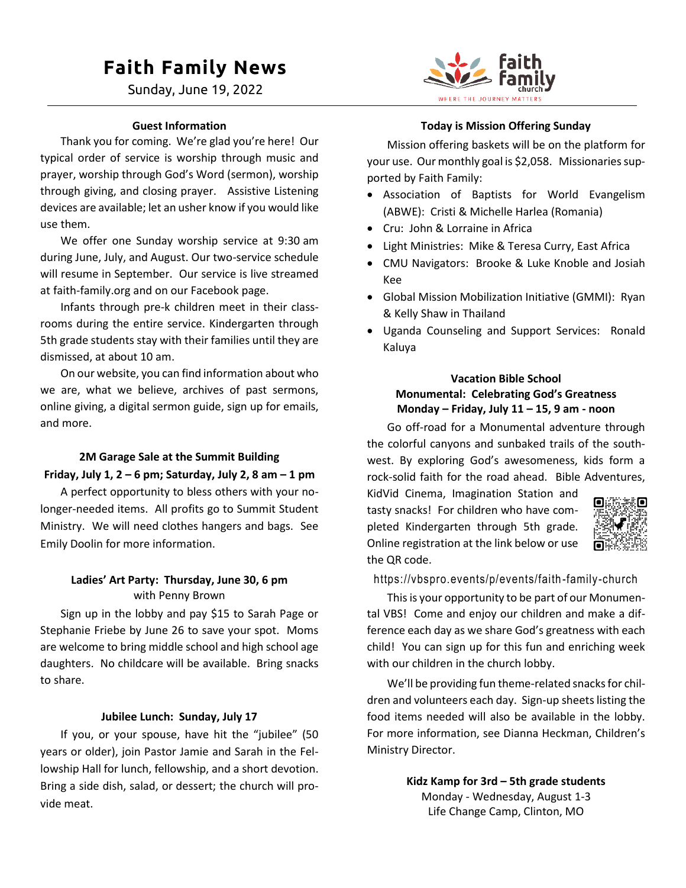# Faith Family News

Sunday, June 19, 2022

faith family church
WHERE THE JOURNEY MATTERS

### Guest Information

Thank you for coming. We're glad you're here! Our typical order of service is worship through music and prayer, worship through God's Word (sermon), worship through giving, and closing prayer. Assistive Listening devices are available; let an usher know if you would like use them.

We offer one Sunday worship service at 9:30 am during June, July, and August. Our two-service schedule will resume in September. Our service is live streamed at faith-family.org and on our Facebook page.

Infants through pre-k children meet in their classrooms during the entire service. Kindergarten through 5th grade students stay with their families until they are dismissed, at about 10 am.

On our website, you can find information about who we are, what we believe, archives of past sermons, online giving, a digital sermon guide, sign up for emails, and more.

### 2M Garage Sale at the Summit Building
**Friday, July 1, 2 – 6 pm; Saturday, July 2, 8 am – 1 pm**

A perfect opportunity to bless others with your no-longer-needed items. All profits go to Summit Student Ministry. We will need clothes hangers and bags. See Emily Doolin for more information.

### Ladies' Art Party: Thursday, June 30, 6 pm
with Penny Brown

Sign up in the lobby and pay $15 to Sarah Page or Stephanie Friebe by June 26 to save your spot. Moms are welcome to bring middle school and high school age daughters. No childcare will be available. Bring snacks to share.

### Jubilee Lunch: Sunday, July 17

If you, or your spouse, have hit the "jubilee" (50 years or older), join Pastor Jamie and Sarah in the Fellowship Hall for lunch, fellowship, and a short devotion. Bring a side dish, salad, or dessert; the church will provide meat.

### Today is Mission Offering Sunday

Mission offering baskets will be on the platform for your use. Our monthly goal is $2,058. Missionaries supported by Faith Family:

- Association of Baptists for World Evangelism (ABWE): Cristi & Michelle Harlea (Romania)
- Cru: John & Lorraine in Africa
- Light Ministries: Mike & Teresa Curry, East Africa
- CMU Navigators: Brooke & Luke Knoble and Josiah Kee
- Global Mission Mobilization Initiative (GMMI): Ryan & Kelly Shaw in Thailand
- Uganda Counseling and Support Services: Ronald Kaluya

### Vacation Bible School
**Monumental: Celebrating God's Greatness**
**Monday – Friday, July 11 – 15, 9 am - noon**

Go off-road for a Monumental adventure through the colorful canyons and sunbaked trails of the southwest. By exploring God's awesomeness, kids form a rock-solid faith for the road ahead. Bible Adventures, KidVid Cinema, Imagination Station and tasty snacks! For children who have completed Kindergarten through 5th grade. Online registration at the link below or use the QR code.

https://vbspro.events/p/events/faith-family-church

This is your opportunity to be part of our Monumental VBS! Come and enjoy our children and make a difference each day as we share God's greatness with each child! You can sign up for this fun and enriching week with our children in the church lobby.

We'll be providing fun theme-related snacks for children and volunteers each day. Sign-up sheets listing the food items needed will also be available in the lobby. For more information, see Dianna Heckman, Children's Ministry Director.

### Kidz Kamp for 3rd – 5th grade students
Monday - Wednesday, August 1-3
Life Change Camp, Clinton, MO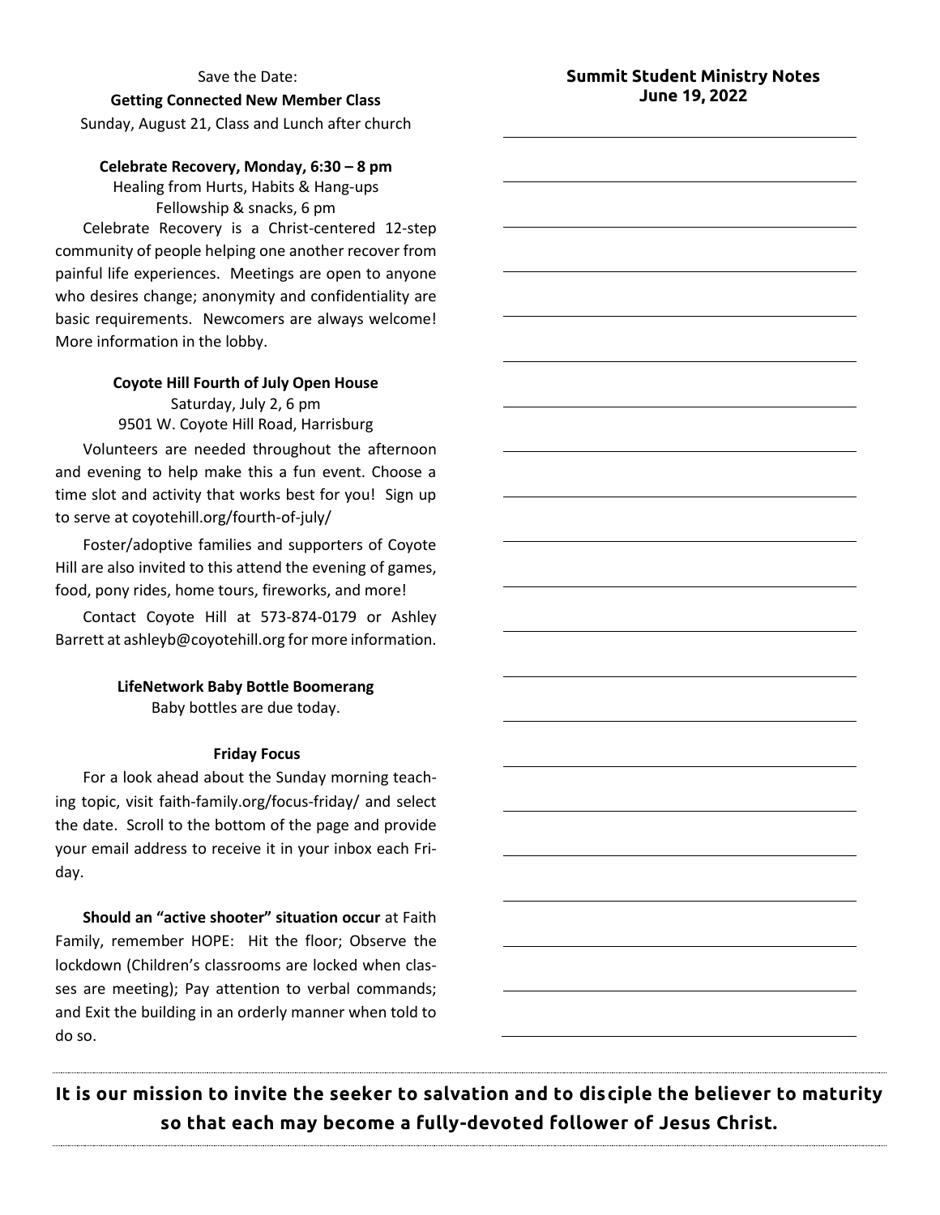Save the Date:

**Getting Connected New Member Class**

Sunday, August 21, Class and Lunch after church

**Celebrate Recovery, Monday, 6:30 – 8 pm**

Healing from Hurts, Habits & Hang-ups

Fellowship & snacks, 6 pm

Celebrate Recovery is a Christ-centered 12-step community of people helping one another recover from painful life experiences. Meetings are open to anyone who desires change; anonymity and confidentiality are basic requirements. Newcomers are always welcome! More information in the lobby.

**Coyote Hill Fourth of July Open House**

Saturday, July 2, 6 pm

9501 W. Coyote Hill Road, Harrisburg

Volunteers are needed throughout the afternoon and evening to help make this a fun event. Choose a time slot and activity that works best for you! Sign up to serve at coyotehill.org/fourth-of-july/

Foster/adoptive families and supporters of Coyote Hill are also invited to this attend the evening of games, food, pony rides, home tours, fireworks, and more!

Contact Coyote Hill at 573-874-0179 or Ashley Barrett at ashleyb@coyotehill.org for more information.

**LifeNetwork Baby Bottle Boomerang**

Baby bottles are due today.

**Friday Focus**

For a look ahead about the Sunday morning teaching topic, visit faith-family.org/focus-friday/ and select the date. Scroll to the bottom of the page and provide your email address to receive it in your inbox each Friday.

**Should an "active shooter" situation occur** at Faith Family, remember HOPE: Hit the floor; Observe the lockdown (Children's classrooms are locked when classes are meeting); Pay attention to verbal commands; and Exit the building in an orderly manner when told to do so.

**Summit Student Ministry Notes**
**June 19, 2022**

**It is our mission to invite the seeker to salvation and to disciple the believer to maturity so that each may become a fully-devoted follower of Jesus Christ.**